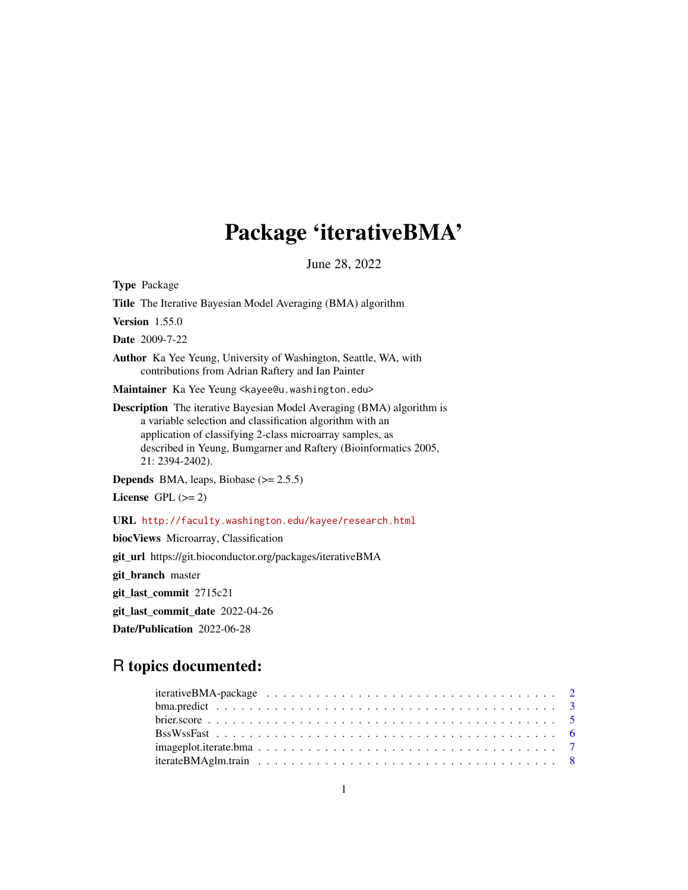# Package 'iterativeBMA'

June 28, 2022

**Type** Package

**Title** The Iterative Bayesian Model Averaging (BMA) algorithm

**Version** 1.55.0

**Date** 2009-7-22

**Author** Ka Yee Yeung, University of Washington, Seattle, WA, with contributions from Adrian Raftery and Ian Painter

**Maintainer** Ka Yee Yeung <kayee@u.washington.edu>

**Description** The iterative Bayesian Model Averaging (BMA) algorithm is a variable selection and classification algorithm with an application of classifying 2-class microarray samples, as described in Yeung, Bumgarner and Raftery (Bioinformatics 2005, 21: 2394-2402).

**Depends** BMA, leaps, Biobase (>= 2.5.5)

**License** GPL (>= 2)

**URL** http://faculty.washington.edu/kayee/research.html

**biocViews** Microarray, Classification

**git_url** https://git.bioconductor.org/packages/iterativeBMA

**git_branch** master

**git_last_commit** 2715c21

**git_last_commit_date** 2022-04-26

**Date/Publication** 2022-06-28

## R topics documented:

- iterativeBMA-package . . . . . . . . . . . . . . . . . . . . . . . . . . . . . . . . . . 2
- bma.predict . . . . . . . . . . . . . . . . . . . . . . . . . . . . . . . . . . . . . . . . 3
- brier.score . . . . . . . . . . . . . . . . . . . . . . . . . . . . . . . . . . . . . . . . 5
- BssWssFast . . . . . . . . . . . . . . . . . . . . . . . . . . . . . . . . . . . . . . . . 6
- imageplot.iterate.bma . . . . . . . . . . . . . . . . . . . . . . . . . . . . . . . . . . 7
- iterateBMAglm.train . . . . . . . . . . . . . . . . . . . . . . . . . . . . . . . . . . . 8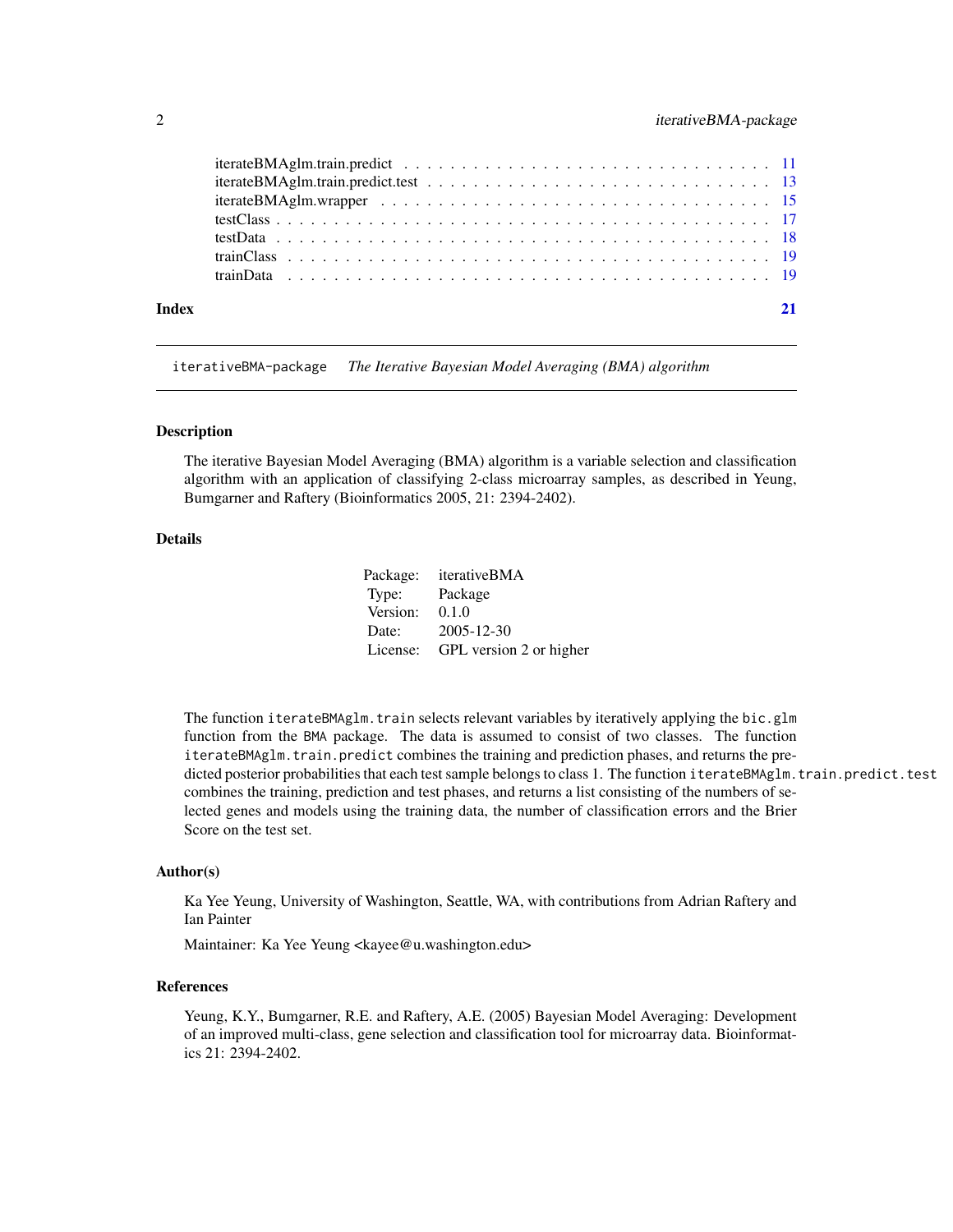iterateBMAglm.train.predict . . . . . . . . . . . . . . . . . . . . . . . . . . . . . . . 11
iterateBMAglm.train.predict.test . . . . . . . . . . . . . . . . . . . . . . . . . . . . . 13
iterateBMAglm.wrapper . . . . . . . . . . . . . . . . . . . . . . . . . . . . . . . . . . 15
testClass . . . . . . . . . . . . . . . . . . . . . . . . . . . . . . . . . . . . . . . . . . 17
testData . . . . . . . . . . . . . . . . . . . . . . . . . . . . . . . . . . . . . . . . . . 18
trainClass . . . . . . . . . . . . . . . . . . . . . . . . . . . . . . . . . . . . . . . . . 19
trainData . . . . . . . . . . . . . . . . . . . . . . . . . . . . . . . . . . . . . . . . . . 19

**Index** **21**

---

## iterativeBMA-package *The Iterative Bayesian Model Averaging (BMA) algorithm*

### Description

The iterative Bayesian Model Averaging (BMA) algorithm is a variable selection and classification algorithm with an application of classifying 2-class microarray samples, as described in Yeung, Bumgarner and Raftery (Bioinformatics 2005, 21: 2394-2402).

### Details

| | |
|---|---|
| Package: | iterativeBMA |
| Type: | Package |
| Version: | 0.1.0 |
| Date: | 2005-12-30 |
| License: | GPL version 2 or higher |

The function `iterateBMAglm.train` selects relevant variables by iteratively applying the `bic.glm` function from the `BMA` package. The data is assumed to consist of two classes. The function `iterateBMAglm.train.predict` combines the training and prediction phases, and returns the predicted posterior probabilities that each test sample belongs to class 1. The function `iterateBMAglm.train.predict.test` combines the training, prediction and test phases, and returns a list consisting of the numbers of selected genes and models using the training data, the number of classification errors and the Brier Score on the test set.

### Author(s)

Ka Yee Yeung, University of Washington, Seattle, WA, with contributions from Adrian Raftery and Ian Painter

Maintainer: Ka Yee Yeung <kayee@u.washington.edu>

### References

Yeung, K.Y., Bumgarner, R.E. and Raftery, A.E. (2005) Bayesian Model Averaging: Development of an improved multi-class, gene selection and classification tool for microarray data. Bioinformatics 21: 2394-2402.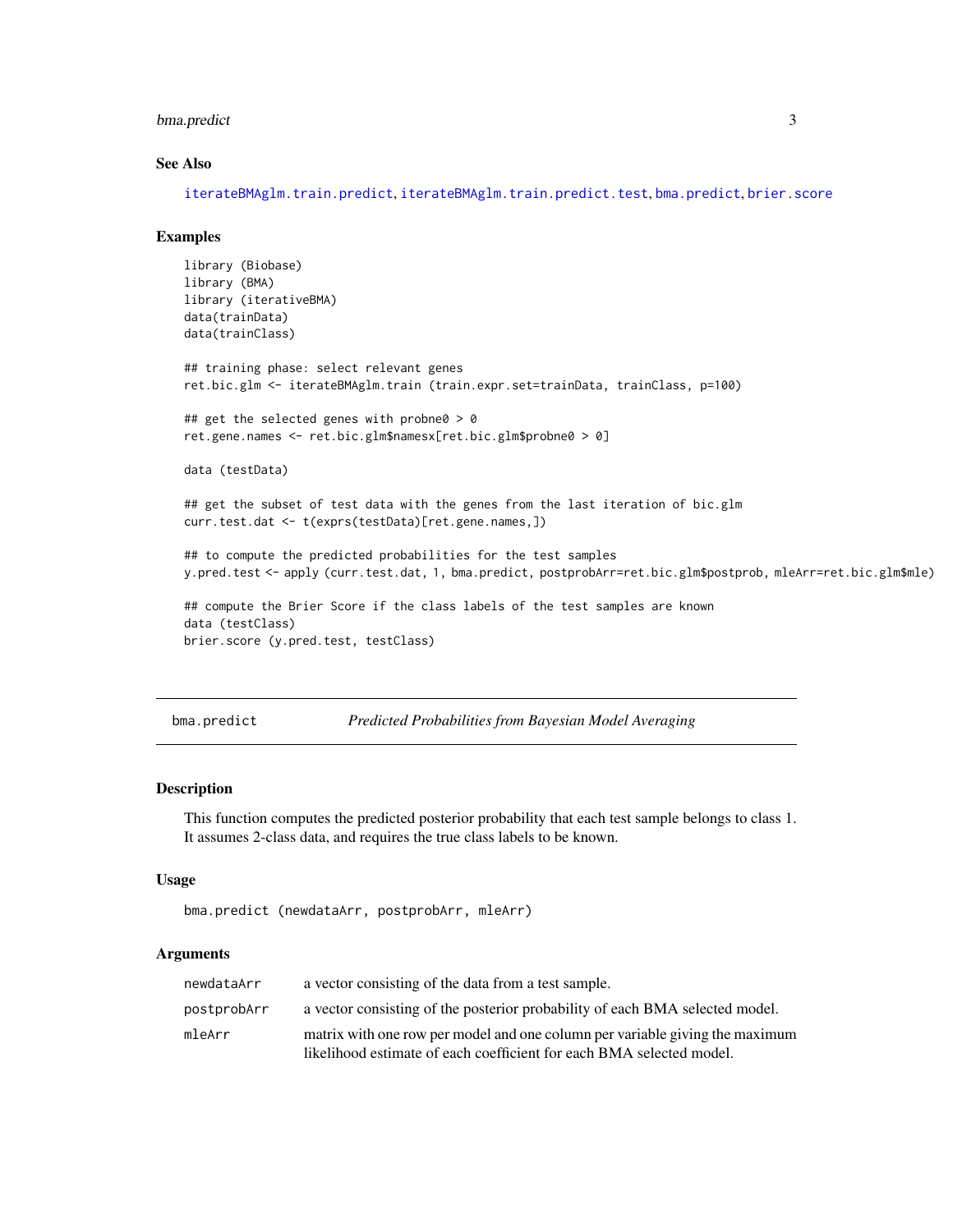## See Also

iterateBMAglm.train.predict, iterateBMAglm.train.predict.test, bma.predict, brier.score

## Examples

```
library (Biobase)
library (BMA)
library (iterativeBMA)
data(trainData)
data(trainClass)

## training phase: select relevant genes
ret.bic.glm <- iterateBMAglm.train (train.expr.set=trainData, trainClass, p=100)

## get the selected genes with probne0 > 0
ret.gene.names <- ret.bic.glm$namesx[ret.bic.glm$probne0 > 0]

data (testData)

## get the subset of test data with the genes from the last iteration of bic.glm
curr.test.dat <- t(exprs(testData)[ret.gene.names,])

## to compute the predicted probabilities for the test samples
y.pred.test <- apply (curr.test.dat, 1, bma.predict, postprobArr=ret.bic.glm$postprob, mleArr=ret.bic.glm$mle)

## compute the Brier Score if the class labels of the test samples are known
data (testClass)
brier.score (y.pred.test, testClass)
```

---

# bma.predict — *Predicted Probabilities from Bayesian Model Averaging*

## Description

This function computes the predicted posterior probability that each test sample belongs to class 1. It assumes 2-class data, and requires the true class labels to be known.

## Usage

```
bma.predict (newdataArr, postprobArr, mleArr)
```

## Arguments

| | |
|---|---|
| newdataArr | a vector consisting of the data from a test sample. |
| postprobArr | a vector consisting of the posterior probability of each BMA selected model. |
| mleArr | matrix with one row per model and one column per variable giving the maximum likelihood estimate of each coefficient for each BMA selected model. |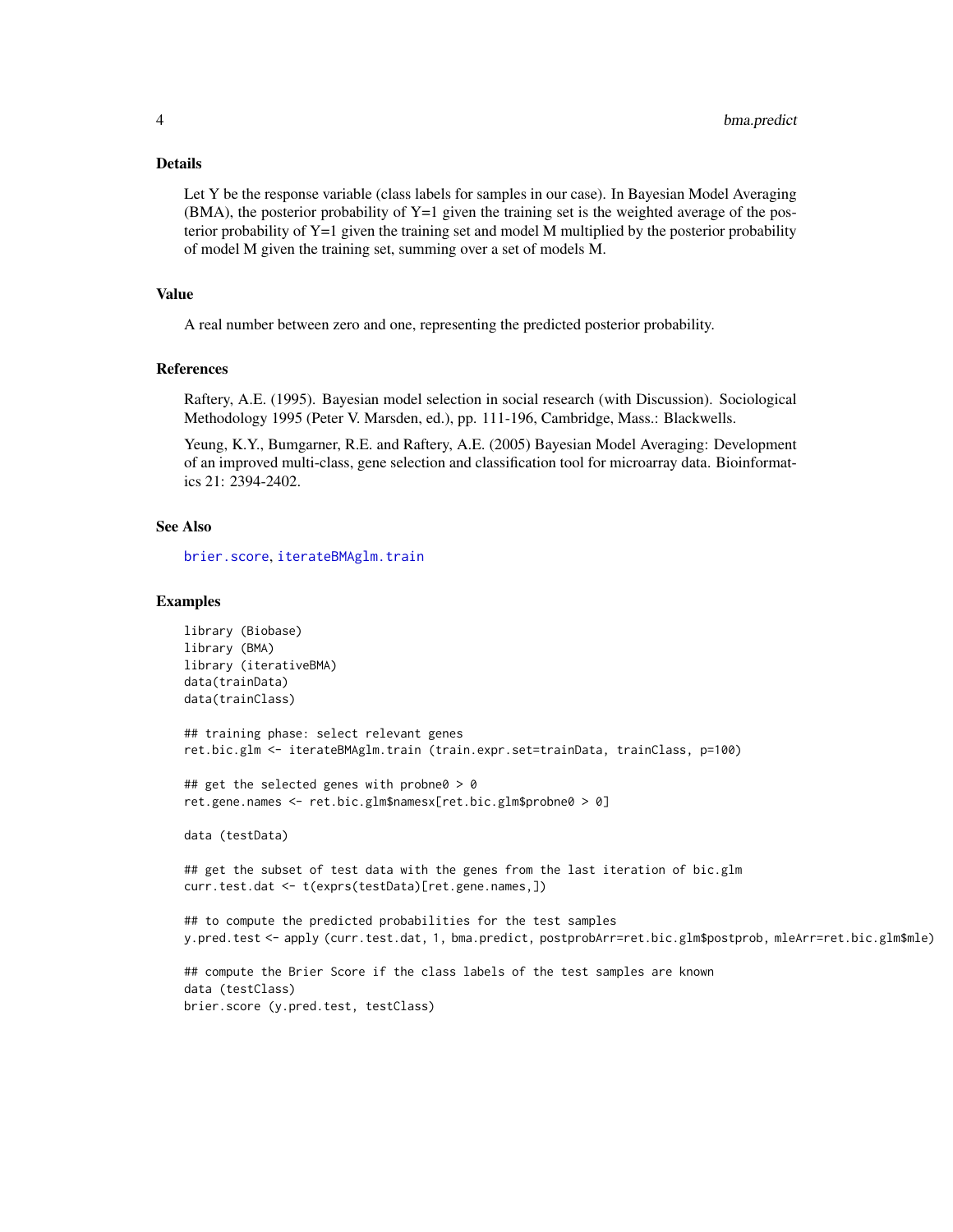## Details

Let Y be the response variable (class labels for samples in our case). In Bayesian Model Averaging (BMA), the posterior probability of Y=1 given the training set is the weighted average of the posterior probability of Y=1 given the training set and model M multiplied by the posterior probability of model M given the training set, summing over a set of models M.

## Value

A real number between zero and one, representing the predicted posterior probability.

## References

Raftery, A.E. (1995). Bayesian model selection in social research (with Discussion). Sociological Methodology 1995 (Peter V. Marsden, ed.), pp. 111-196, Cambridge, Mass.: Blackwells.

Yeung, K.Y., Bumgarner, R.E. and Raftery, A.E. (2005) Bayesian Model Averaging: Development of an improved multi-class, gene selection and classification tool for microarray data. Bioinformatics 21: 2394-2402.

## See Also

brier.score, iterateBMAglm.train

## Examples

```
library (Biobase)
library (BMA)
library (iterativeBMA)
data(trainData)
data(trainClass)

## training phase: select relevant genes
ret.bic.glm <- iterateBMAglm.train (train.expr.set=trainData, trainClass, p=100)

## get the selected genes with probne0 > 0
ret.gene.names <- ret.bic.glm$namesx[ret.bic.glm$probne0 > 0]

data (testData)

## get the subset of test data with the genes from the last iteration of bic.glm
curr.test.dat <- t(exprs(testData)[ret.gene.names,])

## to compute the predicted probabilities for the test samples
y.pred.test <- apply (curr.test.dat, 1, bma.predict, postprobArr=ret.bic.glm$postprob, mleArr=ret.bic.glm$mle)

## compute the Brier Score if the class labels of the test samples are known
data (testClass)
brier.score (y.pred.test, testClass)
```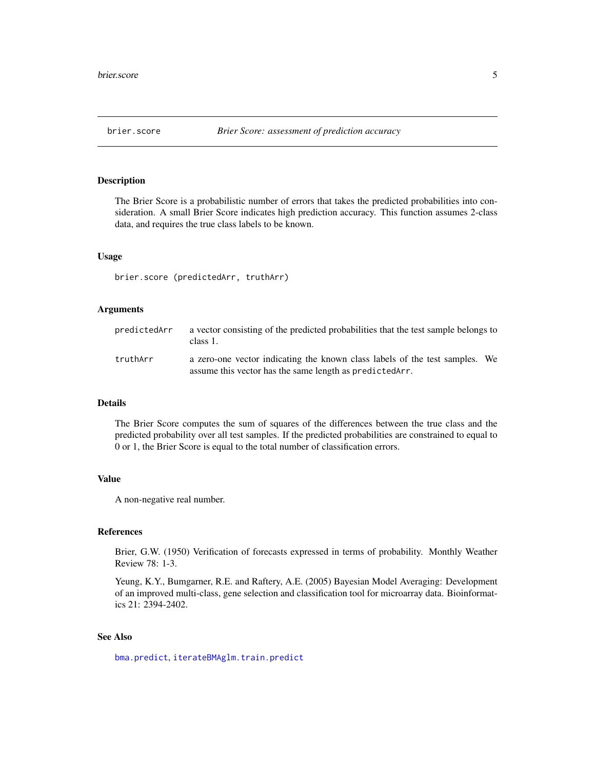brier.score *Brier Score: assessment of prediction accuracy*

## Description

The Brier Score is a probabilistic number of errors that takes the predicted probabilities into consideration. A small Brier Score indicates high prediction accuracy. This function assumes 2-class data, and requires the true class labels to be known.

## Usage

```
brier.score (predictedArr, truthArr)
```

## Arguments

| | |
|---|---|
| `predictedArr` | a vector consisting of the predicted probabilities that the test sample belongs to class 1. |
| `truthArr` | a zero-one vector indicating the known class labels of the test samples. We assume this vector has the same length as `predictedArr`. |

## Details

The Brier Score computes the sum of squares of the differences between the true class and the predicted probability over all test samples. If the predicted probabilities are constrained to equal to 0 or 1, the Brier Score is equal to the total number of classification errors.

## Value

A non-negative real number.

## References

Brier, G.W. (1950) Verification of forecasts expressed in terms of probability. Monthly Weather Review 78: 1-3.

Yeung, K.Y., Bumgarner, R.E. and Raftery, A.E. (2005) Bayesian Model Averaging: Development of an improved multi-class, gene selection and classification tool for microarray data. Bioinformatics 21: 2394-2402.

## See Also

`bma.predict`, `iterateBMAglm.train.predict`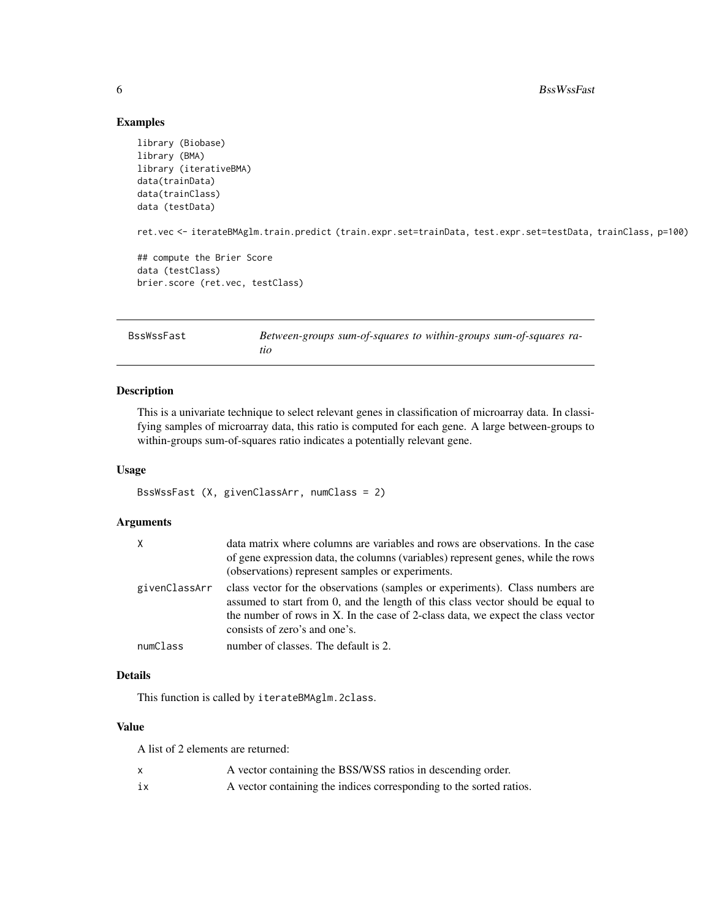## Examples

```
library (Biobase)
library (BMA)
library (iterativeBMA)
data(trainData)
data(trainClass)
data (testData)

ret.vec <- iterateBMAglm.train.predict (train.expr.set=trainData, test.expr.set=testData, trainClass, p=100)

## compute the Brier Score
data (testClass)
brier.score (ret.vec, testClass)
```

---

# BssWssFast — *Between-groups sum-of-squares to within-groups sum-of-squares ratio*

---

## Description

This is a univariate technique to select relevant genes in classification of microarray data. In classifying samples of microarray data, this ratio is computed for each gene. A large between-groups to within-groups sum-of-squares ratio indicates a potentially relevant gene.

## Usage

```
BssWssFast (X, givenClassArr, numClass = 2)
```

## Arguments

| | |
|---|---|
| X | data matrix where columns are variables and rows are observations. In the case of gene expression data, the columns (variables) represent genes, while the rows (observations) represent samples or experiments. |
| givenClassArr | class vector for the observations (samples or experiments). Class numbers are assumed to start from 0, and the length of this class vector should be equal to the number of rows in X. In the case of 2-class data, we expect the class vector consists of zero's and one's. |
| numClass | number of classes. The default is 2. |

## Details

This function is called by `iterateBMAglm.2class`.

## Value

A list of 2 elements are returned:

| | |
|---|---|
| x | A vector containing the BSS/WSS ratios in descending order. |
| ix | A vector containing the indices corresponding to the sorted ratios. |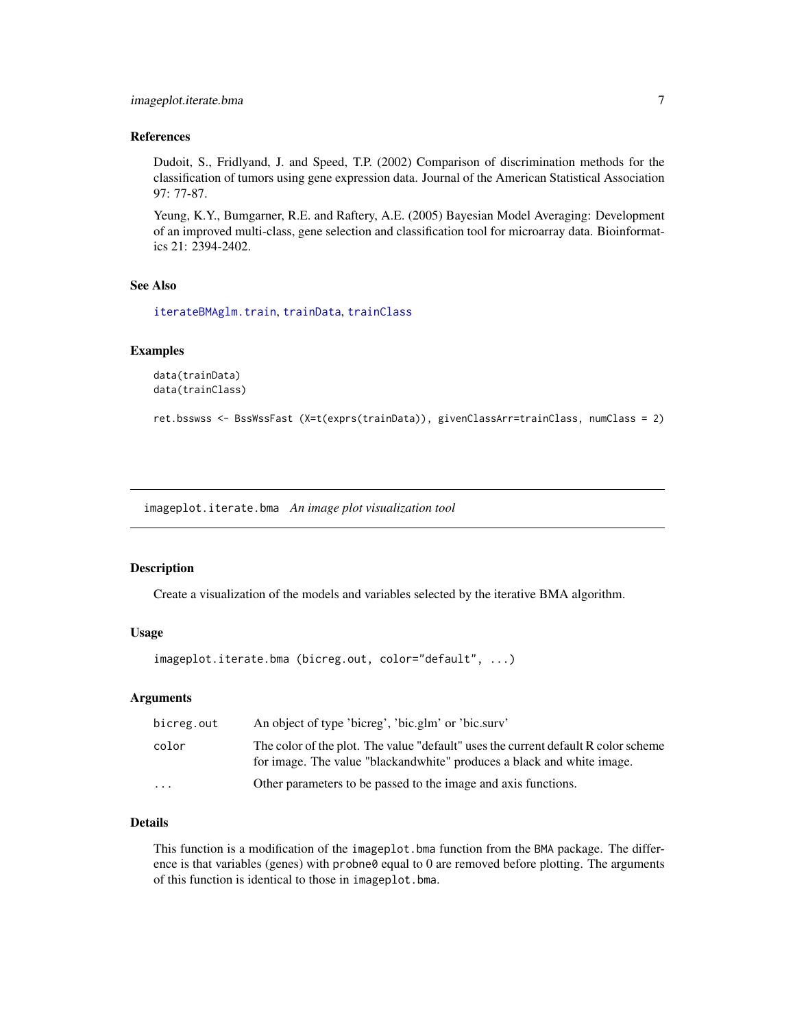### References

Dudoit, S., Fridlyand, J. and Speed, T.P. (2002) Comparison of discrimination methods for the classification of tumors using gene expression data. Journal of the American Statistical Association 97: 77-87.

Yeung, K.Y., Bumgarner, R.E. and Raftery, A.E. (2005) Bayesian Model Averaging: Development of an improved multi-class, gene selection and classification tool for microarray data. Bioinformatics 21: 2394-2402.

### See Also

iterateBMAglm.train, trainData, trainClass

### Examples

```
data(trainData)
data(trainClass)

ret.bsswss <- BssWssFast (X=t(exprs(trainData)), givenClassArr=trainClass, numClass = 2)
```

---

## imageplot.iterate.bma *An image plot visualization tool*

### Description

Create a visualization of the models and variables selected by the iterative BMA algorithm.

### Usage

```
imageplot.iterate.bma (bicreg.out, color="default", ...)
```

### Arguments

| | |
|---|---|
| bicreg.out | An object of type 'bicreg', 'bic.glm' or 'bic.surv' |
| color | The color of the plot. The value "default" uses the current default R color scheme for image. The value "blackandwhite" produces a black and white image. |
| ... | Other parameters to be passed to the image and axis functions. |

### Details

This function is a modification of the `imageplot.bma` function from the BMA package. The difference is that variables (genes) with `probne0` equal to 0 are removed before plotting. The arguments of this function is identical to those in `imageplot.bma`.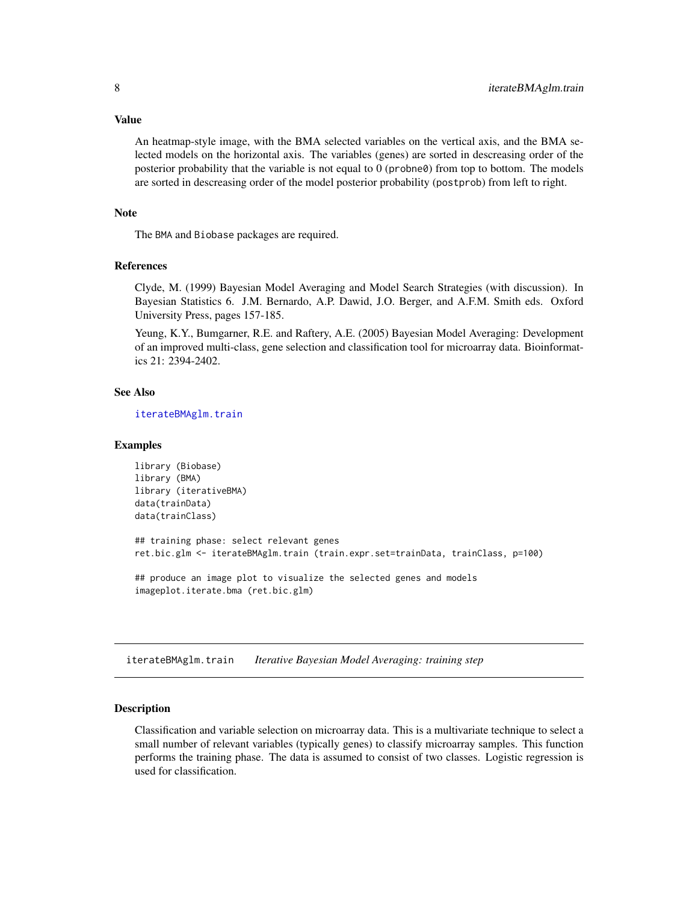### Value

An heatmap-style image, with the BMA selected variables on the vertical axis, and the BMA selected models on the horizontal axis. The variables (genes) are sorted in descreasing order of the posterior probability that the variable is not equal to 0 (`probne0`) from top to bottom. The models are sorted in descreasing order of the model posterior probability (`postprob`) from left to right.

### Note

The `BMA` and `Biobase` packages are required.

### References

Clyde, M. (1999) Bayesian Model Averaging and Model Search Strategies (with discussion). In Bayesian Statistics 6. J.M. Bernardo, A.P. Dawid, J.O. Berger, and A.F.M. Smith eds. Oxford University Press, pages 157-185.

Yeung, K.Y., Bumgarner, R.E. and Raftery, A.E. (2005) Bayesian Model Averaging: Development of an improved multi-class, gene selection and classification tool for microarray data. Bioinformatics 21: 2394-2402.

### See Also

`iterateBMAglm.train`

### Examples

```
library (Biobase)
library (BMA)
library (iterativeBMA)
data(trainData)
data(trainClass)

## training phase: select relevant genes
ret.bic.glm <- iterateBMAglm.train (train.expr.set=trainData, trainClass, p=100)

## produce an image plot to visualize the selected genes and models
imageplot.iterate.bma (ret.bic.glm)
```

---

## iterateBMAglm.train *Iterative Bayesian Model Averaging: training step*

### Description

Classification and variable selection on microarray data. This is a multivariate technique to select a small number of relevant variables (typically genes) to classify microarray samples. This function performs the training phase. The data is assumed to consist of two classes. Logistic regression is used for classification.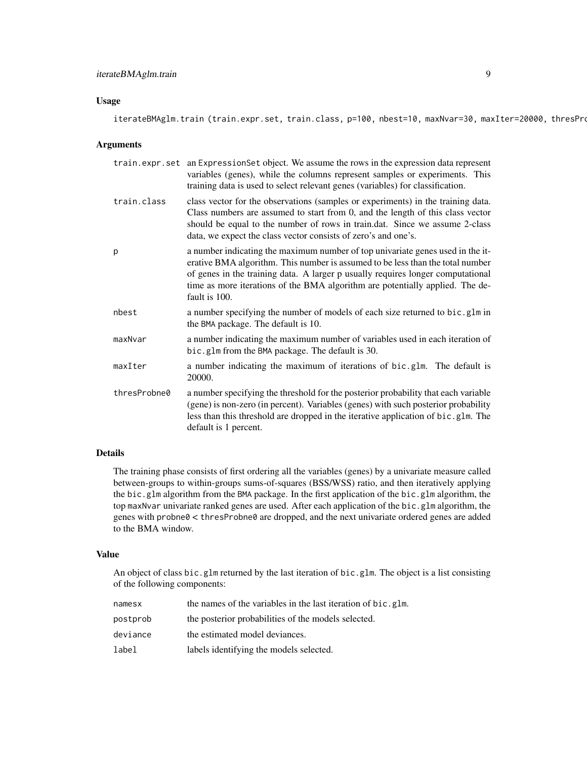## Usage

```
iterateBMAglm.train (train.expr.set, train.class, p=100, nbest=10, maxNvar=30, maxIter=20000, thresPro
```

## Arguments

| | |
|---|---|
| train.expr.set | an ExpressionSet object. We assume the rows in the expression data represent variables (genes), while the columns represent samples or experiments. This training data is used to select relevant genes (variables) for classification. |
| train.class | class vector for the observations (samples or experiments) in the training data. Class numbers are assumed to start from 0, and the length of this class vector should be equal to the number of rows in train.dat. Since we assume 2-class data, we expect the class vector consists of zero's and one's. |
| p | a number indicating the maximum number of top univariate genes used in the iterative BMA algorithm. This number is assumed to be less than the total number of genes in the training data. A larger p usually requires longer computational time as more iterations of the BMA algorithm are potentially applied. The default is 100. |
| nbest | a number specifying the number of models of each size returned to bic.glm in the BMA package. The default is 10. |
| maxNvar | a number indicating the maximum number of variables used in each iteration of bic.glm from the BMA package. The default is 30. |
| maxIter | a number indicating the maximum of iterations of bic.glm. The default is 20000. |
| thresProbne0 | a number specifying the threshold for the posterior probability that each variable (gene) is non-zero (in percent). Variables (genes) with such posterior probability less than this threshold are dropped in the iterative application of bic.glm. The default is 1 percent. |

## Details

The training phase consists of first ordering all the variables (genes) by a univariate measure called between-groups to within-groups sums-of-squares (BSS/WSS) ratio, and then iteratively applying the bic.glm algorithm from the BMA package. In the first application of the bic.glm algorithm, the top maxNvar univariate ranked genes are used. After each application of the bic.glm algorithm, the genes with probne0 < thresProbne0 are dropped, and the next univariate ordered genes are added to the BMA window.

## Value

An object of class bic.glm returned by the last iteration of bic.glm. The object is a list consisting of the following components:

| | |
|---|---|
| namesx | the names of the variables in the last iteration of bic.glm. |
| postprob | the posterior probabilities of the models selected. |
| deviance | the estimated model deviances. |
| label | labels identifying the models selected. |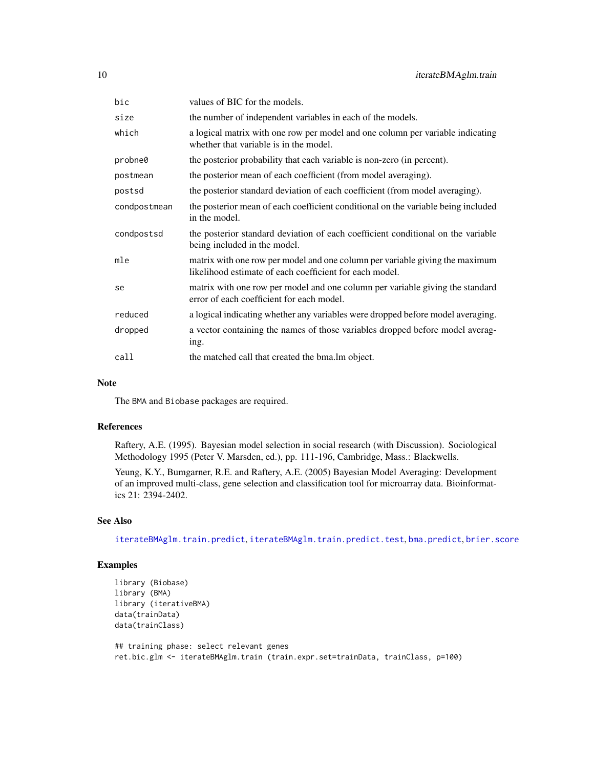| | |
|---|---|
| `bic` | values of BIC for the models. |
| `size` | the number of independent variables in each of the models. |
| `which` | a logical matrix with one row per model and one column per variable indicating whether that variable is in the model. |
| `probne0` | the posterior probability that each variable is non-zero (in percent). |
| `postmean` | the posterior mean of each coefficient (from model averaging). |
| `postsd` | the posterior standard deviation of each coefficient (from model averaging). |
| `condpostmean` | the posterior mean of each coefficient conditional on the variable being included in the model. |
| `condpostsd` | the posterior standard deviation of each coefficient conditional on the variable being included in the model. |
| `mle` | matrix with one row per model and one column per variable giving the maximum likelihood estimate of each coefficient for each model. |
| `se` | matrix with one row per model and one column per variable giving the standard error of each coefficient for each model. |
| `reduced` | a logical indicating whether any variables were dropped before model averaging. |
| `dropped` | a vector containing the names of those variables dropped before model averaging. |
| `call` | the matched call that created the bma.lm object. |

## Note

The `BMA` and `Biobase` packages are required.

## References

Raftery, A.E. (1995). Bayesian model selection in social research (with Discussion). Sociological Methodology 1995 (Peter V. Marsden, ed.), pp. 111-196, Cambridge, Mass.: Blackwells.

Yeung, K.Y., Bumgarner, R.E. and Raftery, A.E. (2005) Bayesian Model Averaging: Development of an improved multi-class, gene selection and classification tool for microarray data. Bioinformatics 21: 2394-2402.

## See Also

`iterateBMAglm.train.predict`, `iterateBMAglm.train.predict.test`, `bma.predict`, `brier.score`

## Examples

```
library (Biobase)
library (BMA)
library (iterativeBMA)
data(trainData)
data(trainClass)

## training phase: select relevant genes
ret.bic.glm <- iterateBMAglm.train (train.expr.set=trainData, trainClass, p=100)
```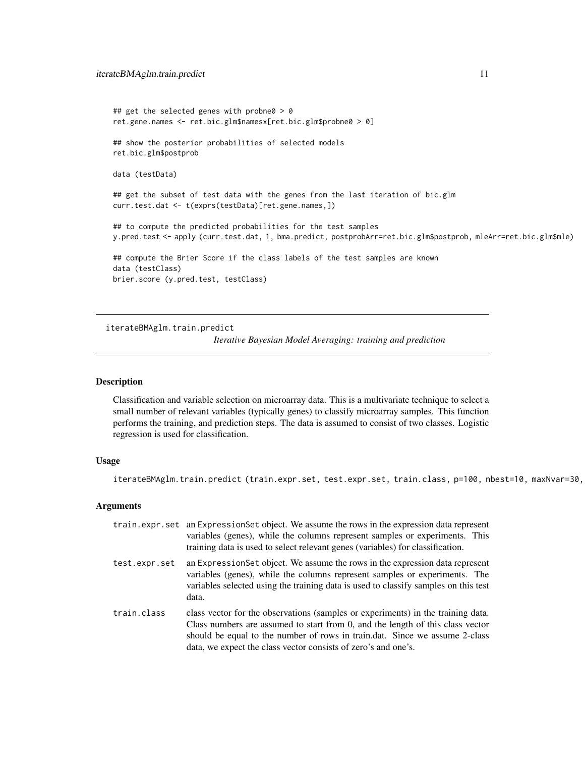```
## get the selected genes with probne0 > 0
ret.gene.names <- ret.bic.glm$namesx[ret.bic.glm$probne0 > 0]

## show the posterior probabilities of selected models
ret.bic.glm$postprob

data (testData)

## get the subset of test data with the genes from the last iteration of bic.glm
curr.test.dat <- t(exprs(testData)[ret.gene.names,])

## to compute the predicted probabilities for the test samples
y.pred.test <- apply (curr.test.dat, 1, bma.predict, postprobArr=ret.bic.glm$postprob, mleArr=ret.bic.glm$mle)

## compute the Brier Score if the class labels of the test samples are known
data (testClass)
brier.score (y.pred.test, testClass)
```

---

## iterateBMAglm.train.predict

*Iterative Bayesian Model Averaging: training and prediction*

---

### Description

Classification and variable selection on microarray data. This is a multivariate technique to select a small number of relevant variables (typically genes) to classify microarray samples. This function performs the training, and prediction steps. The data is assumed to consist of two classes. Logistic regression is used for classification.

### Usage

```
iterateBMAglm.train.predict (train.expr.set, test.expr.set, train.class, p=100, nbest=10, maxNvar=30,
```

### Arguments

| | |
|---|---|
| train.expr.set | an ExpressionSet object. We assume the rows in the expression data represent variables (genes), while the columns represent samples or experiments. This training data is used to select relevant genes (variables) for classification. |
| test.expr.set | an ExpressionSet object. We assume the rows in the expression data represent variables (genes), while the columns represent samples or experiments. The variables selected using the training data is used to classify samples on this test data. |
| train.class | class vector for the observations (samples or experiments) in the training data. Class numbers are assumed to start from 0, and the length of this class vector should be equal to the number of rows in train.dat. Since we assume 2-class data, we expect the class vector consists of zero's and one's. |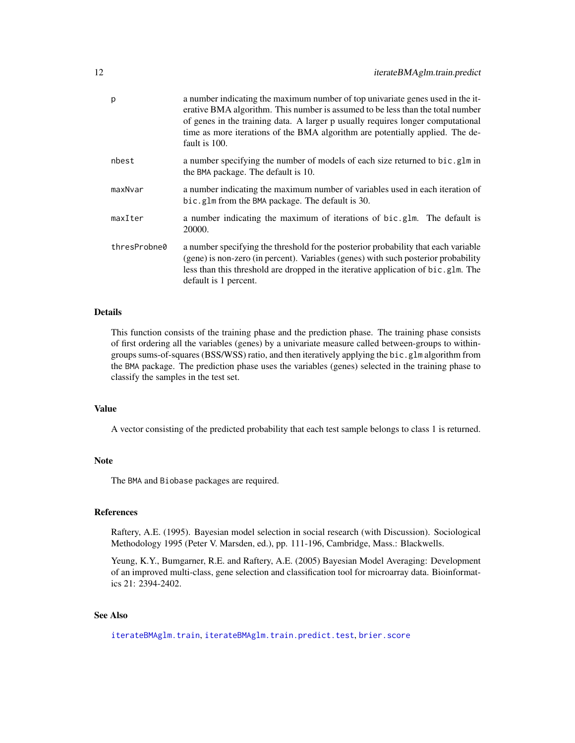| | |
|---|---|
| p | a number indicating the maximum number of top univariate genes used in the iterative BMA algorithm. This number is assumed to be less than the total number of genes in the training data. A larger p usually requires longer computational time as more iterations of the BMA algorithm are potentially applied. The default is 100. |
| nbest | a number specifying the number of models of each size returned to `bic.glm` in the `BMA` package. The default is 10. |
| maxNvar | a number indicating the maximum number of variables used in each iteration of `bic.glm` from the `BMA` package. The default is 30. |
| maxIter | a number indicating the maximum of iterations of `bic.glm`. The default is 20000. |
| thresProbne0 | a number specifying the threshold for the posterior probability that each variable (gene) is non-zero (in percent). Variables (genes) with such posterior probability less than this threshold are dropped in the iterative application of `bic.glm`. The default is 1 percent. |

## Details

This function consists of the training phase and the prediction phase. The training phase consists of first ordering all the variables (genes) by a univariate measure called between-groups to within-groups sums-of-squares (BSS/WSS) ratio, and then iteratively applying the `bic.glm` algorithm from the `BMA` package. The prediction phase uses the variables (genes) selected in the training phase to classify the samples in the test set.

## Value

A vector consisting of the predicted probability that each test sample belongs to class 1 is returned.

## Note

The `BMA` and `Biobase` packages are required.

## References

Raftery, A.E. (1995). Bayesian model selection in social research (with Discussion). Sociological Methodology 1995 (Peter V. Marsden, ed.), pp. 111-196, Cambridge, Mass.: Blackwells.

Yeung, K.Y., Bumgarner, R.E. and Raftery, A.E. (2005) Bayesian Model Averaging: Development of an improved multi-class, gene selection and classification tool for microarray data. Bioinformatics 21: 2394-2402.

## See Also

`iterateBMAglm.train`, `iterateBMAglm.train.predict.test`, `brier.score`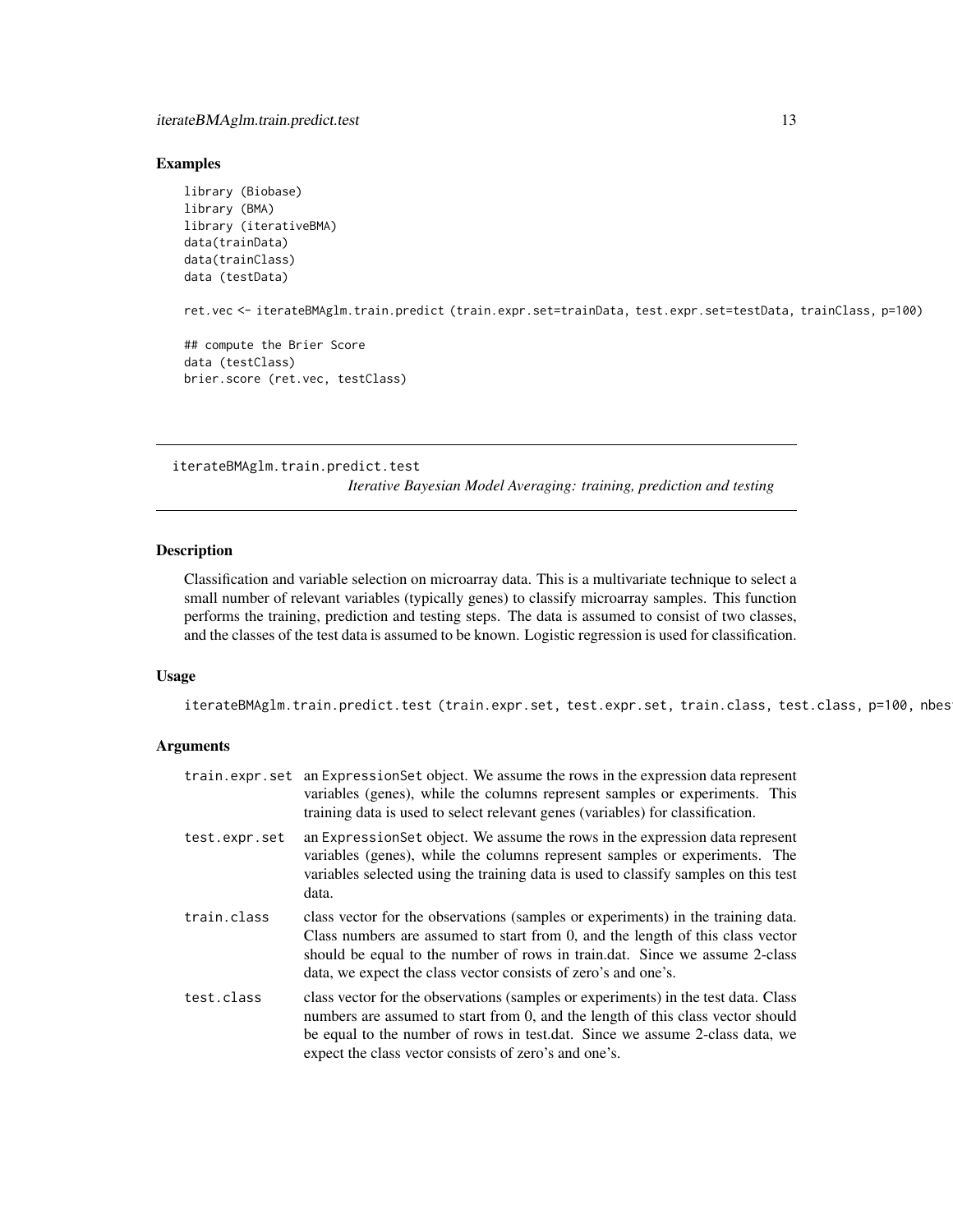## Examples

```
library (Biobase)
library (BMA)
library (iterativeBMA)
data(trainData)
data(trainClass)
data (testData)

ret.vec <- iterateBMAglm.train.predict (train.expr.set=trainData, test.expr.set=testData, trainClass, p=100)

## compute the Brier Score
data (testClass)
brier.score (ret.vec, testClass)
```

---

# iterateBMAglm.train.predict.test

*Iterative Bayesian Model Averaging: training, prediction and testing*

---

## Description

Classification and variable selection on microarray data. This is a multivariate technique to select a small number of relevant variables (typically genes) to classify microarray samples. This function performs the training, prediction and testing steps. The data is assumed to consist of two classes, and the classes of the test data is assumed to be known. Logistic regression is used for classification.

## Usage

```
iterateBMAglm.train.predict.test (train.expr.set, test.expr.set, train.class, test.class, p=100, nbes
```

## Arguments

| | |
|---|---|
| train.expr.set | an ExpressionSet object. We assume the rows in the expression data represent variables (genes), while the columns represent samples or experiments. This training data is used to select relevant genes (variables) for classification. |
| test.expr.set | an ExpressionSet object. We assume the rows in the expression data represent variables (genes), while the columns represent samples or experiments. The variables selected using the training data is used to classify samples on this test data. |
| train.class | class vector for the observations (samples or experiments) in the training data. Class numbers are assumed to start from 0, and the length of this class vector should be equal to the number of rows in train.dat. Since we assume 2-class data, we expect the class vector consists of zero's and one's. |
| test.class | class vector for the observations (samples or experiments) in the test data. Class numbers are assumed to start from 0, and the length of this class vector should be equal to the number of rows in test.dat. Since we assume 2-class data, we expect the class vector consists of zero's and one's. |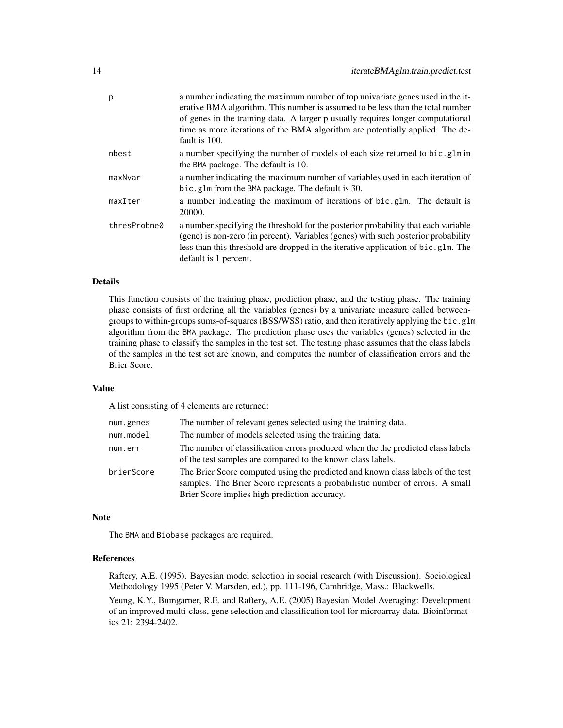| | |
|---|---|
| p | a number indicating the maximum number of top univariate genes used in the iterative BMA algorithm. This number is assumed to be less than the total number of genes in the training data. A larger p usually requires longer computational time as more iterations of the BMA algorithm are potentially applied. The default is 100. |
| nbest | a number specifying the number of models of each size returned to `bic.glm` in the BMA package. The default is 10. |
| maxNvar | a number indicating the maximum number of variables used in each iteration of `bic.glm` from the BMA package. The default is 30. |
| maxIter | a number indicating the maximum of iterations of `bic.glm`. The default is 20000. |
| thresProbne0 | a number specifying the threshold for the posterior probability that each variable (gene) is non-zero (in percent). Variables (genes) with such posterior probability less than this threshold are dropped in the iterative application of `bic.glm`. The default is 1 percent. |

### Details

This function consists of the training phase, prediction phase, and the testing phase. The training phase consists of first ordering all the variables (genes) by a univariate measure called between-groups to within-groups sums-of-squares (BSS/WSS) ratio, and then iteratively applying the `bic.glm` algorithm from the BMA package. The prediction phase uses the variables (genes) selected in the training phase to classify the samples in the test set. The testing phase assumes that the class labels of the samples in the test set are known, and computes the number of classification errors and the Brier Score.

### Value

A list consisting of 4 elements are returned:

| | |
|---|---|
| num.genes | The number of relevant genes selected using the training data. |
| num.model | The number of models selected using the training data. |
| num.err | The number of classification errors produced when the the predicted class labels of the test samples are compared to the known class labels. |
| brierScore | The Brier Score computed using the predicted and known class labels of the test samples. The Brier Score represents a probabilistic number of errors. A small Brier Score implies high prediction accuracy. |

### Note

The BMA and Biobase packages are required.

### References

Raftery, A.E. (1995). Bayesian model selection in social research (with Discussion). Sociological Methodology 1995 (Peter V. Marsden, ed.), pp. 111-196, Cambridge, Mass.: Blackwells.

Yeung, K.Y., Bumgarner, R.E. and Raftery, A.E. (2005) Bayesian Model Averaging: Development of an improved multi-class, gene selection and classification tool for microarray data. Bioinformatics 21: 2394-2402.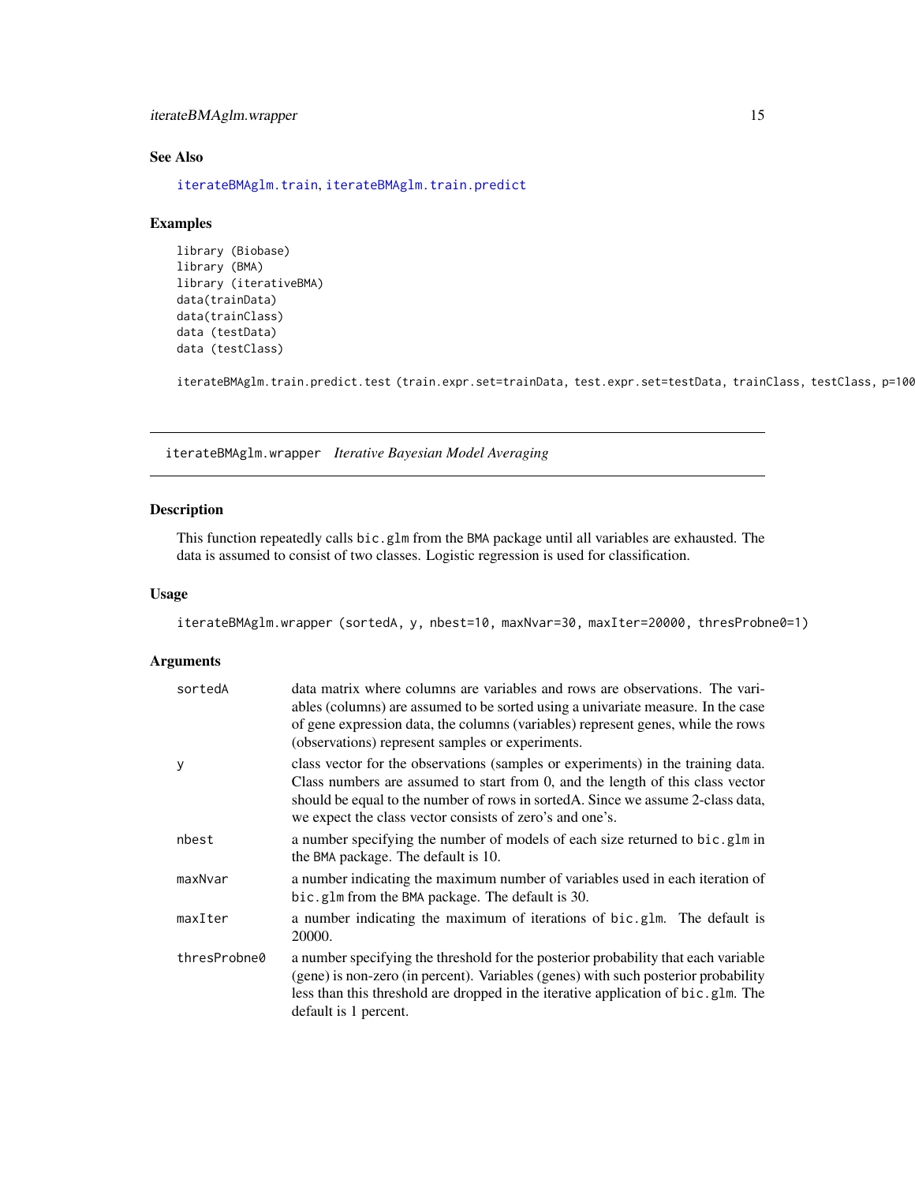## See Also

iterateBMAglm.train, iterateBMAglm.train.predict

## Examples

```
library (Biobase)
library (BMA)
library (iterativeBMA)
data(trainData)
data(trainClass)
data (testData)
data (testClass)

iterateBMAglm.train.predict.test (train.expr.set=trainData, test.expr.set=testData, trainClass, testClass, p=100
```

---

## iterateBMAglm.wrapper *Iterative Bayesian Model Averaging*

---

### Description

This function repeatedly calls `bic.glm` from the BMA package until all variables are exhausted. The data is assumed to consist of two classes. Logistic regression is used for classification.

### Usage

```
iterateBMAglm.wrapper (sortedA, y, nbest=10, maxNvar=30, maxIter=20000, thresProbne0=1)
```

### Arguments

| | |
|---|---|
| sortedA | data matrix where columns are variables and rows are observations. The variables (columns) are assumed to be sorted using a univariate measure. In the case of gene expression data, the columns (variables) represent genes, while the rows (observations) represent samples or experiments. |
| y | class vector for the observations (samples or experiments) in the training data. Class numbers are assumed to start from 0, and the length of this class vector should be equal to the number of rows in sortedA. Since we assume 2-class data, we expect the class vector consists of zero's and one's. |
| nbest | a number specifying the number of models of each size returned to `bic.glm` in the BMA package. The default is 10. |
| maxNvar | a number indicating the maximum number of variables used in each iteration of `bic.glm` from the BMA package. The default is 30. |
| maxIter | a number indicating the maximum of iterations of `bic.glm`. The default is 20000. |
| thresProbne0 | a number specifying the threshold for the posterior probability that each variable (gene) is non-zero (in percent). Variables (genes) with such posterior probability less than this threshold are dropped in the iterative application of `bic.glm`. The default is 1 percent. |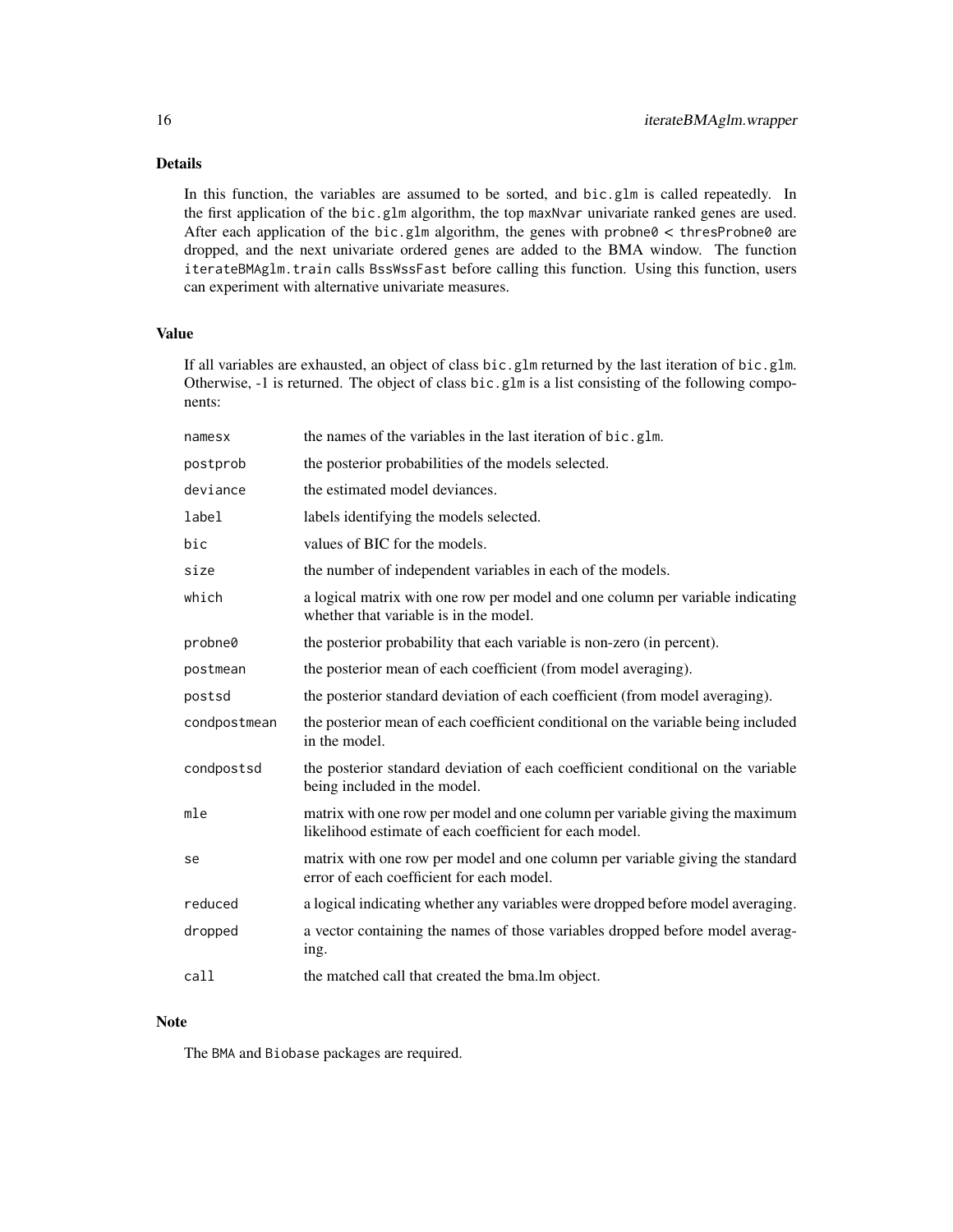## Details

In this function, the variables are assumed to be sorted, and `bic.glm` is called repeatedly. In the first application of the `bic.glm` algorithm, the top `maxNvar` univariate ranked genes are used. After each application of the `bic.glm` algorithm, the genes with `probne0 < thresProbne0` are dropped, and the next univariate ordered genes are added to the BMA window. The function `iterateBMAglm.train` calls `BssWssFast` before calling this function. Using this function, users can experiment with alternative univariate measures.

## Value

If all variables are exhausted, an object of class `bic.glm` returned by the last iteration of `bic.glm`. Otherwise, -1 is returned. The object of class `bic.glm` is a list consisting of the following components:

| | |
|---|---|
| `namesx` | the names of the variables in the last iteration of `bic.glm`. |
| `postprob` | the posterior probabilities of the models selected. |
| `deviance` | the estimated model deviances. |
| `label` | labels identifying the models selected. |
| `bic` | values of BIC for the models. |
| `size` | the number of independent variables in each of the models. |
| `which` | a logical matrix with one row per model and one column per variable indicating whether that variable is in the model. |
| `probne0` | the posterior probability that each variable is non-zero (in percent). |
| `postmean` | the posterior mean of each coefficient (from model averaging). |
| `postsd` | the posterior standard deviation of each coefficient (from model averaging). |
| `condpostmean` | the posterior mean of each coefficient conditional on the variable being included in the model. |
| `condpostsd` | the posterior standard deviation of each coefficient conditional on the variable being included in the model. |
| `mle` | matrix with one row per model and one column per variable giving the maximum likelihood estimate of each coefficient for each model. |
| `se` | matrix with one row per model and one column per variable giving the standard error of each coefficient for each model. |
| `reduced` | a logical indicating whether any variables were dropped before model averaging. |
| `dropped` | a vector containing the names of those variables dropped before model averaging. |
| `call` | the matched call that created the bma.lm object. |

## Note

The `BMA` and `Biobase` packages are required.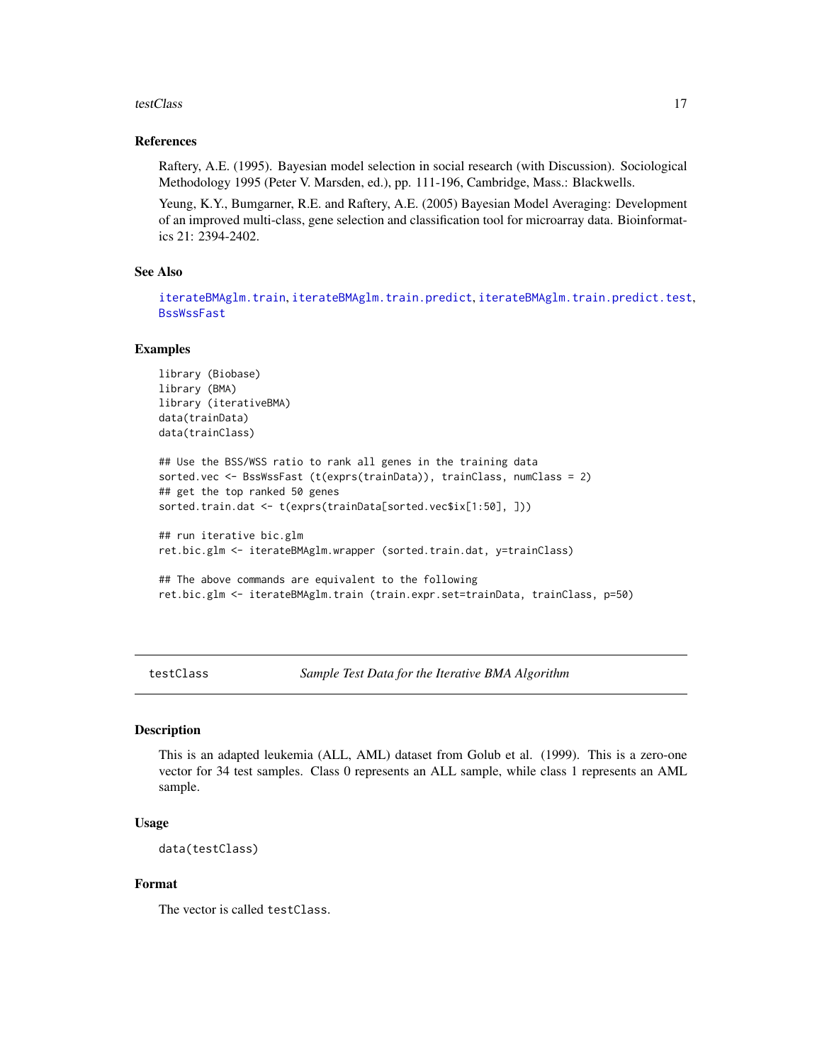### References

Raftery, A.E. (1995). Bayesian model selection in social research (with Discussion). Sociological Methodology 1995 (Peter V. Marsden, ed.), pp. 111-196, Cambridge, Mass.: Blackwells.

Yeung, K.Y., Bumgarner, R.E. and Raftery, A.E. (2005) Bayesian Model Averaging: Development of an improved multi-class, gene selection and classification tool for microarray data. Bioinformatics 21: 2394-2402.

### See Also

iterateBMAglm.train, iterateBMAglm.train.predict, iterateBMAglm.train.predict.test, BssWssFast

### Examples

```
library (Biobase)
library (BMA)
library (iterativeBMA)
data(trainData)
data(trainClass)

## Use the BSS/WSS ratio to rank all genes in the training data
sorted.vec <- BssWssFast (t(exprs(trainData)), trainClass, numClass = 2)
## get the top ranked 50 genes
sorted.train.dat <- t(exprs(trainData[sorted.vec$ix[1:50], ]))

## run iterative bic.glm
ret.bic.glm <- iterateBMAglm.wrapper (sorted.train.dat, y=trainClass)

## The above commands are equivalent to the following
ret.bic.glm <- iterateBMAglm.train (train.expr.set=trainData, trainClass, p=50)
```

---

## testClass    *Sample Test Data for the Iterative BMA Algorithm*

### Description

This is an adapted leukemia (ALL, AML) dataset from Golub et al. (1999). This is a zero-one vector for 34 test samples. Class 0 represents an ALL sample, while class 1 represents an AML sample.

### Usage

```
data(testClass)
```

### Format

The vector is called `testClass`.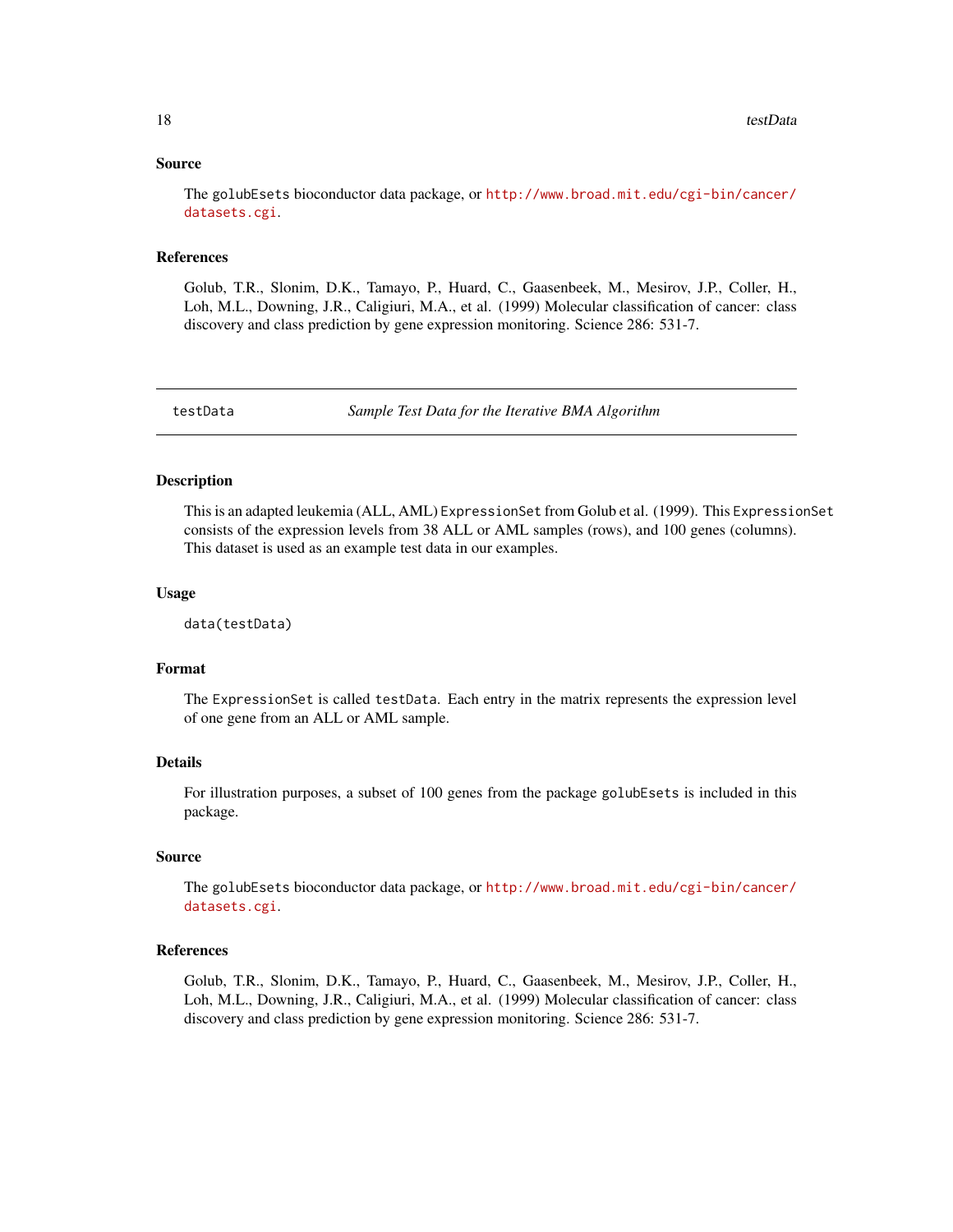### Source

The `golubEsets` bioconductor data package, or http://www.broad.mit.edu/cgi-bin/cancer/datasets.cgi.

### References

Golub, T.R., Slonim, D.K., Tamayo, P., Huard, C., Gaasenbeek, M., Mesirov, J.P., Coller, H., Loh, M.L., Downing, J.R., Caligiuri, M.A., et al. (1999) Molecular classification of cancer: class discovery and class prediction by gene expression monitoring. Science 286: 531-7.

---

## testData — *Sample Test Data for the Iterative BMA Algorithm*

---

### Description

This is an adapted leukemia (ALL, AML) `ExpressionSet` from Golub et al. (1999). This `ExpressionSet` consists of the expression levels from 38 ALL or AML samples (rows), and 100 genes (columns). This dataset is used as an example test data in our examples.

### Usage

```
data(testData)
```

### Format

The `ExpressionSet` is called `testData`. Each entry in the matrix represents the expression level of one gene from an ALL or AML sample.

### Details

For illustration purposes, a subset of 100 genes from the package `golubEsets` is included in this package.

### Source

The `golubEsets` bioconductor data package, or http://www.broad.mit.edu/cgi-bin/cancer/datasets.cgi.

### References

Golub, T.R., Slonim, D.K., Tamayo, P., Huard, C., Gaasenbeek, M., Mesirov, J.P., Coller, H., Loh, M.L., Downing, J.R., Caligiuri, M.A., et al. (1999) Molecular classification of cancer: class discovery and class prediction by gene expression monitoring. Science 286: 531-7.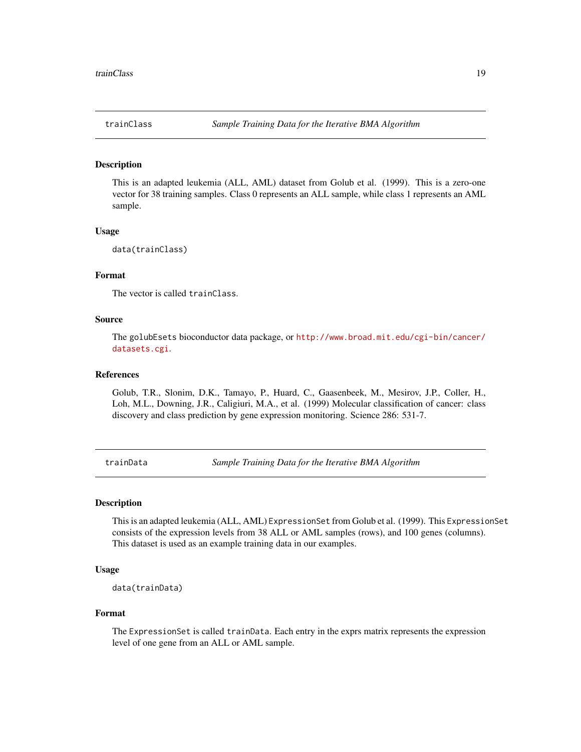## trainClass — *Sample Training Data for the Iterative BMA Algorithm*

### Description

This is an adapted leukemia (ALL, AML) dataset from Golub et al. (1999). This is a zero-one vector for 38 training samples. Class 0 represents an ALL sample, while class 1 represents an AML sample.

### Usage

```
data(trainClass)
```

### Format

The vector is called `trainClass`.

### Source

The `golubEsets` bioconductor data package, or http://www.broad.mit.edu/cgi-bin/cancer/datasets.cgi.

### References

Golub, T.R., Slonim, D.K., Tamayo, P., Huard, C., Gaasenbeek, M., Mesirov, J.P., Coller, H., Loh, M.L., Downing, J.R., Caligiuri, M.A., et al. (1999) Molecular classification of cancer: class discovery and class prediction by gene expression monitoring. Science 286: 531-7.

## trainData — *Sample Training Data for the Iterative BMA Algorithm*

### Description

This is an adapted leukemia (ALL, AML) `ExpressionSet` from Golub et al. (1999). This `ExpressionSet` consists of the expression levels from 38 ALL or AML samples (rows), and 100 genes (columns). This dataset is used as an example training data in our examples.

### Usage

```
data(trainData)
```

### Format

The `ExpressionSet` is called `trainData`. Each entry in the exprs matrix represents the expression level of one gene from an ALL or AML sample.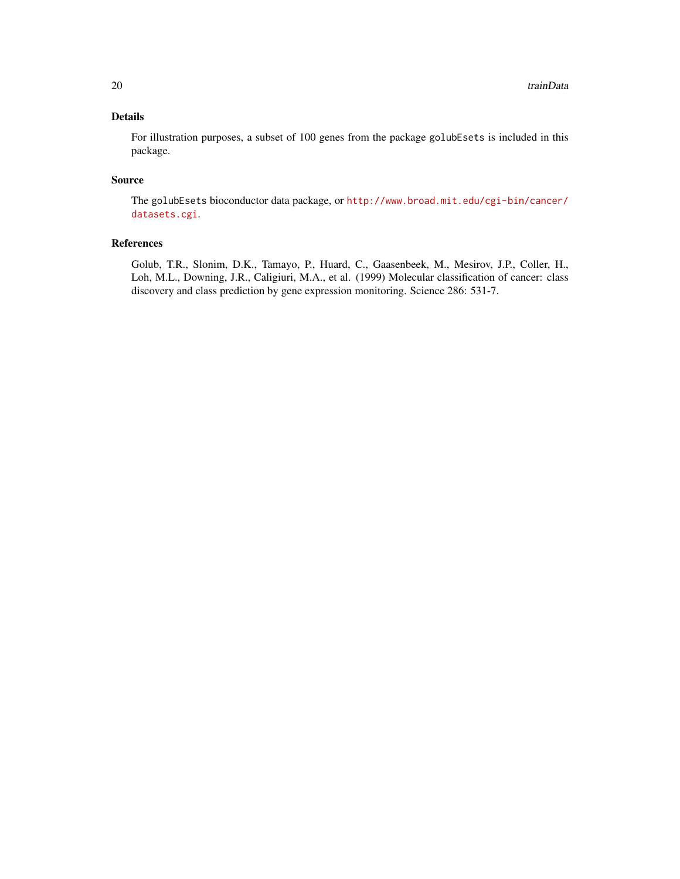## Details

For illustration purposes, a subset of 100 genes from the package `golubEsets` is included in this package.

## Source

The `golubEsets` bioconductor data package, or http://www.broad.mit.edu/cgi-bin/cancer/datasets.cgi.

## References

Golub, T.R., Slonim, D.K., Tamayo, P., Huard, C., Gaasenbeek, M., Mesirov, J.P., Coller, H., Loh, M.L., Downing, J.R., Caligiuri, M.A., et al. (1999) Molecular classification of cancer: class discovery and class prediction by gene expression monitoring. Science 286: 531-7.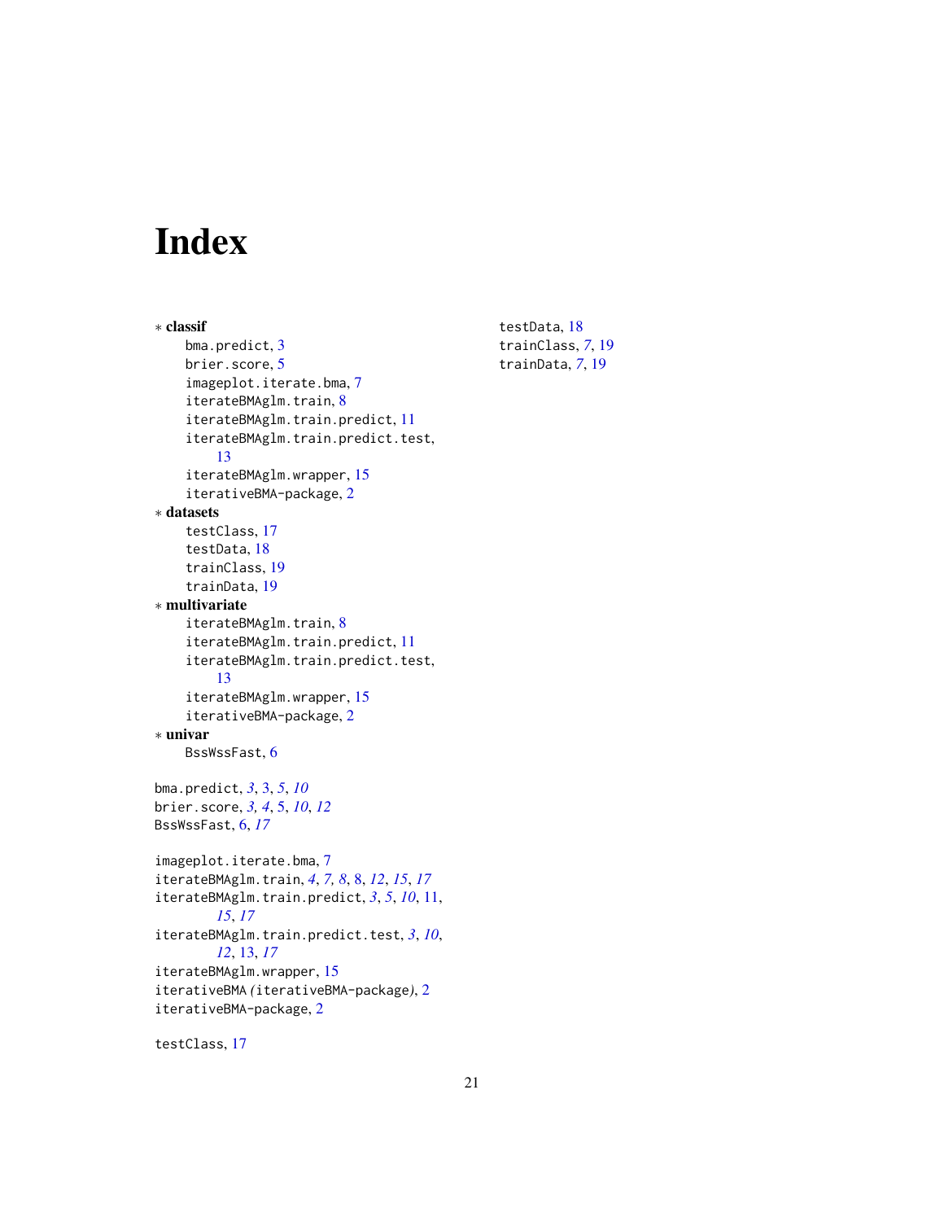# Index

* **classif**
  - bma.predict, 3
  - brier.score, 5
  - imageplot.iterate.bma, 7
  - iterateBMAglm.train, 8
  - iterateBMAglm.train.predict, 11
  - iterateBMAglm.train.predict.test, 13
  - iterateBMAglm.wrapper, 15
  - iterativeBMA-package, 2
* **datasets**
  - testClass, 17
  - testData, 18
  - trainClass, 19
  - trainData, 19
* **multivariate**
  - iterateBMAglm.train, 8
  - iterateBMAglm.train.predict, 11
  - iterateBMAglm.train.predict.test, 13
  - iterateBMAglm.wrapper, 15
  - iterativeBMA-package, 2
* **univar**
  - BssWssFast, 6

bma.predict, *3*, 3, *5*, *10*
brier.score, *3, 4*, 5, *10*, *12*
BssWssFast, 6, *17*

imageplot.iterate.bma, 7
iterateBMAglm.train, *4*, *7, 8*, 8, *12*, *15*, *17*
iterateBMAglm.train.predict, *3*, *5*, *10*, 11, *15*, *17*
iterateBMAglm.train.predict.test, *3*, *10*, *12*, 13, *17*
iterateBMAglm.wrapper, 15
iterativeBMA *(*iterativeBMA-package*)*, 2
iterativeBMA-package, 2

testClass, 17
testData, 18
trainClass, *7*, 19
trainData, *7*, 19